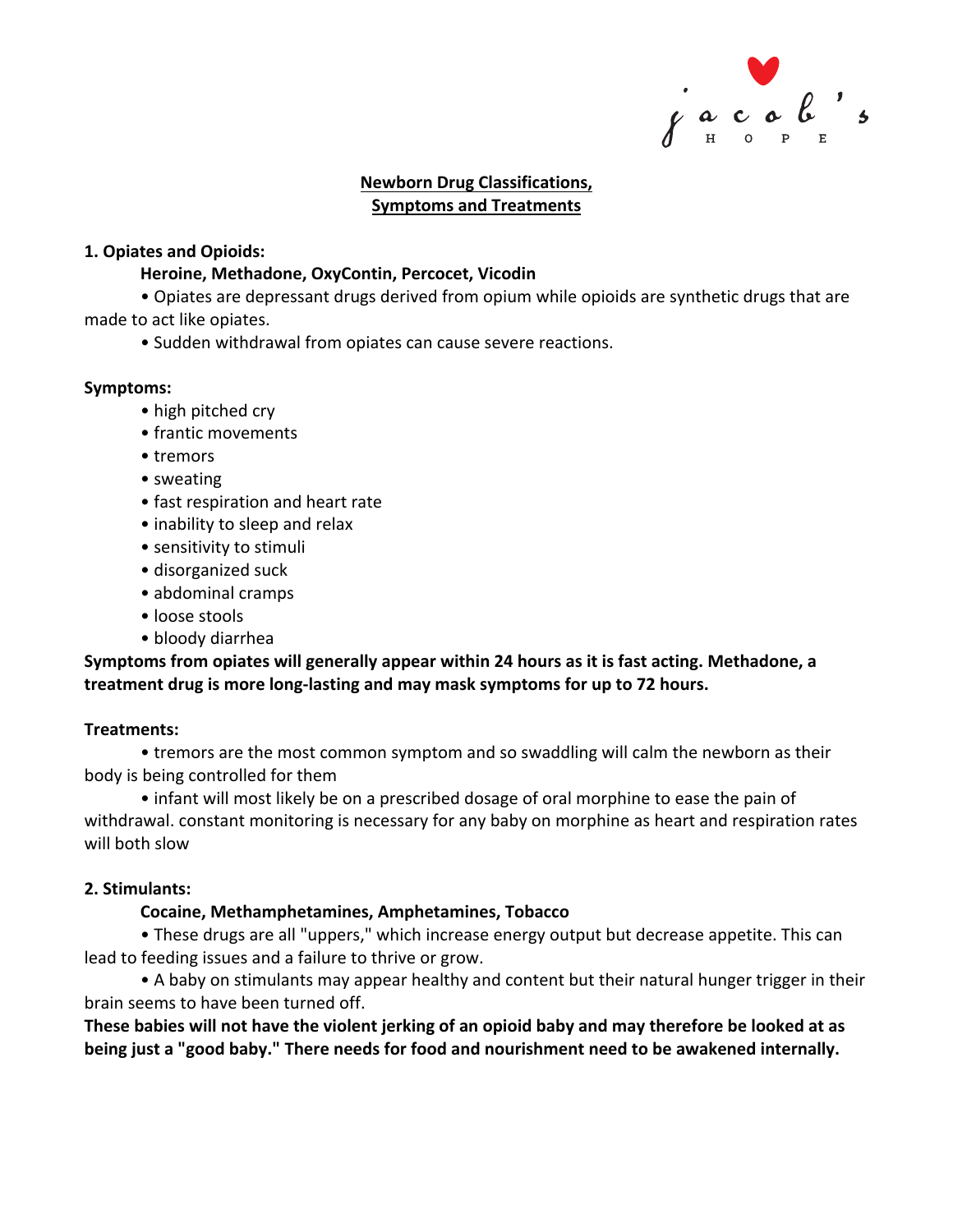jacob's HOPE

# Newborn Drug Classifications, Symptoms and Treatments

**1. Opiates and Opioids:**

**Heroine, Methadone, OxyContin, Percocet, Vicodin**

• Opiates are depressant drugs derived from opium while opioids are synthetic drugs that are made to act like opiates.

• Sudden withdrawal from opiates can cause severe reactions.

**Symptoms:**

- high pitched cry
- frantic movements
- tremors
- sweating
- fast respiration and heart rate
- inability to sleep and relax
- sensitivity to stimuli
- disorganized suck
- abdominal cramps
- loose stools
- bloody diarrhea

**Symptoms from opiates will generally appear within 24 hours as it is fast acting. Methadone, a treatment drug is more long-lasting and may mask symptoms for up to 72 hours.**

**Treatments:**

• tremors are the most common symptom and so swaddling will calm the newborn as their body is being controlled for them

• infant will most likely be on a prescribed dosage of oral morphine to ease the pain of withdrawal. constant monitoring is necessary for any baby on morphine as heart and respiration rates will both slow

**2. Stimulants:**

**Cocaine, Methamphetamines, Amphetamines, Tobacco**

• These drugs are all "uppers," which increase energy output but decrease appetite. This can lead to feeding issues and a failure to thrive or grow.

• A baby on stimulants may appear healthy and content but their natural hunger trigger in their brain seems to have been turned off.

**These babies will not have the violent jerking of an opioid baby and may therefore be looked at as being just a "good baby." There needs for food and nourishment need to be awakened internally.**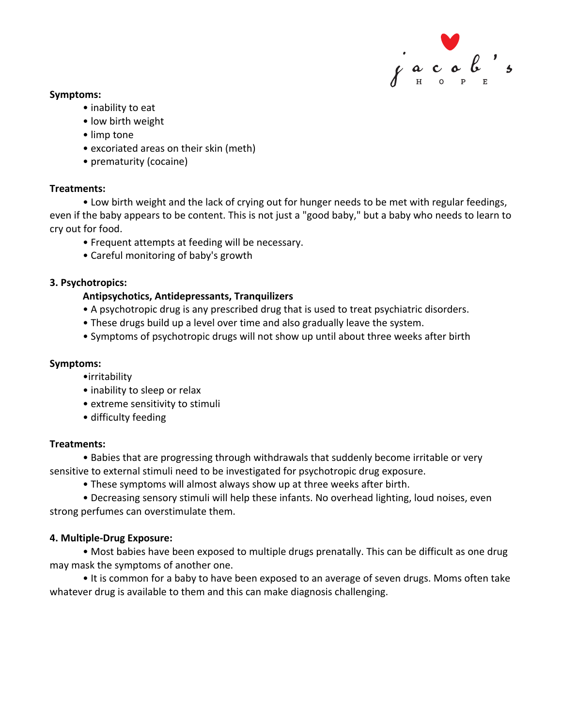**Symptoms:**

- inability to eat
- low birth weight
- limp tone
- excoriated areas on their skin (meth)
- prematurity (cocaine)

**Treatments:**

- Low birth weight and the lack of crying out for hunger needs to be met with regular feedings, even if the baby appears to be content. This is not just a "good baby," but a baby who needs to learn to cry out for food.
- Frequent attempts at feeding will be necessary.
- Careful monitoring of baby's growth

**3. Psychotropics:**

**Antipsychotics, Antidepressants, Tranquilizers**

- A psychotropic drug is any prescribed drug that is used to treat psychiatric disorders.
- These drugs build up a level over time and also gradually leave the system.
- Symptoms of psychotropic drugs will not show up until about three weeks after birth

**Symptoms:**

- irritability
- inability to sleep or relax
- extreme sensitivity to stimuli
- difficulty feeding

**Treatments:**

- Babies that are progressing through withdrawals that suddenly become irritable or very sensitive to external stimuli need to be investigated for psychotropic drug exposure.
- These symptoms will almost always show up at three weeks after birth.
- Decreasing sensory stimuli will help these infants. No overhead lighting, loud noises, even strong perfumes can overstimulate them.

**4. Multiple-Drug Exposure:**

- Most babies have been exposed to multiple drugs prenatally. This can be difficult as one drug may mask the symptoms of another one.
- It is common for a baby to have been exposed to an average of seven drugs. Moms often take whatever drug is available to them and this can make diagnosis challenging.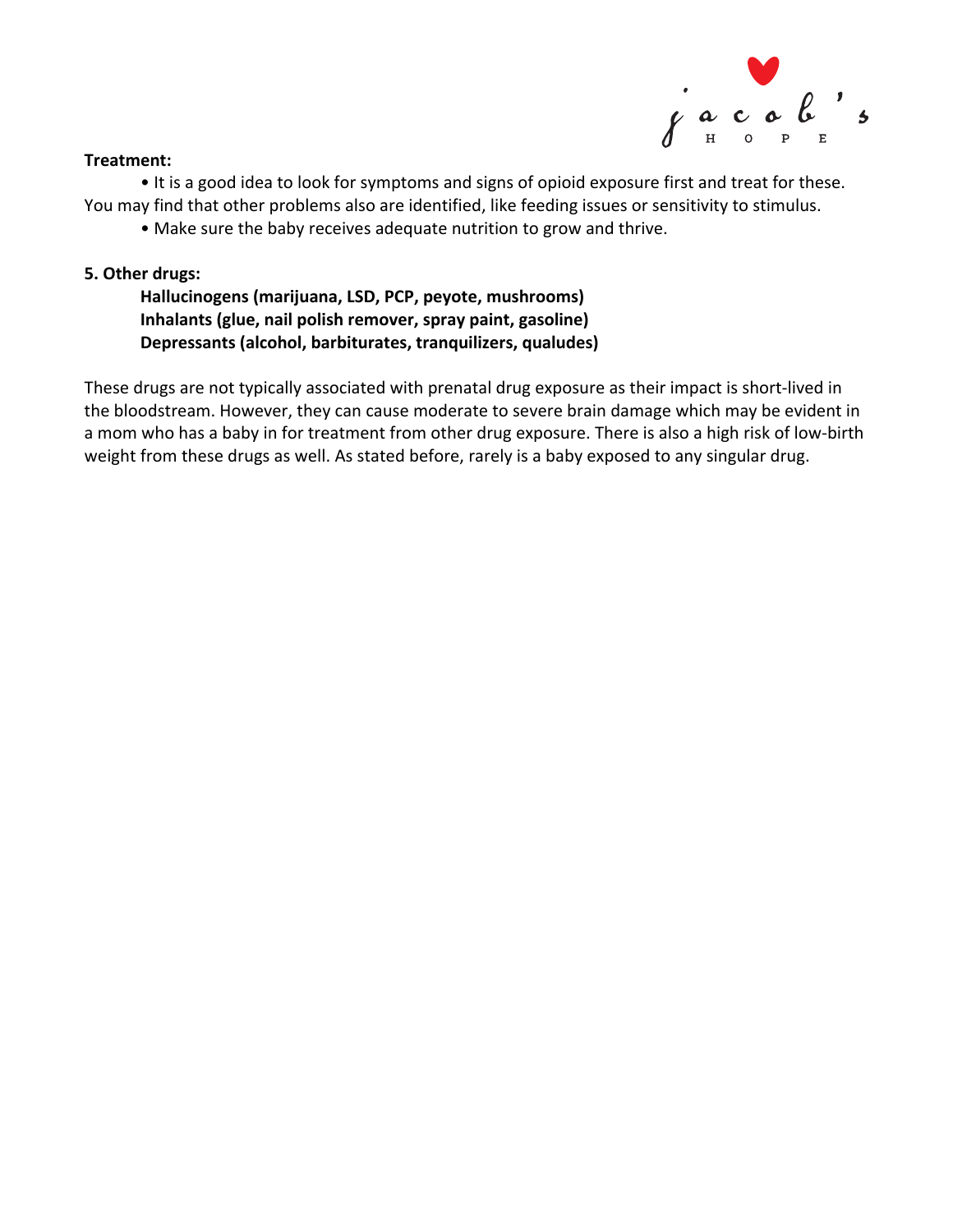**Treatment:**

- It is a good idea to look for symptoms and signs of opioid exposure first and treat for these. You may find that other problems also are identified, like feeding issues or sensitivity to stimulus.
- Make sure the baby receives adequate nutrition to grow and thrive.

**5. Other drugs:**

**Hallucinogens (marijuana, LSD, PCP, peyote, mushrooms)**
**Inhalants (glue, nail polish remover, spray paint, gasoline)**
**Depressants (alcohol, barbiturates, tranquilizers, qualudes)**

These drugs are not typically associated with prenatal drug exposure as their impact is short-lived in the bloodstream. However, they can cause moderate to severe brain damage which may be evident in a mom who has a baby in for treatment from other drug exposure. There is also a high risk of low-birth weight from these drugs as well. As stated before, rarely is a baby exposed to any singular drug.